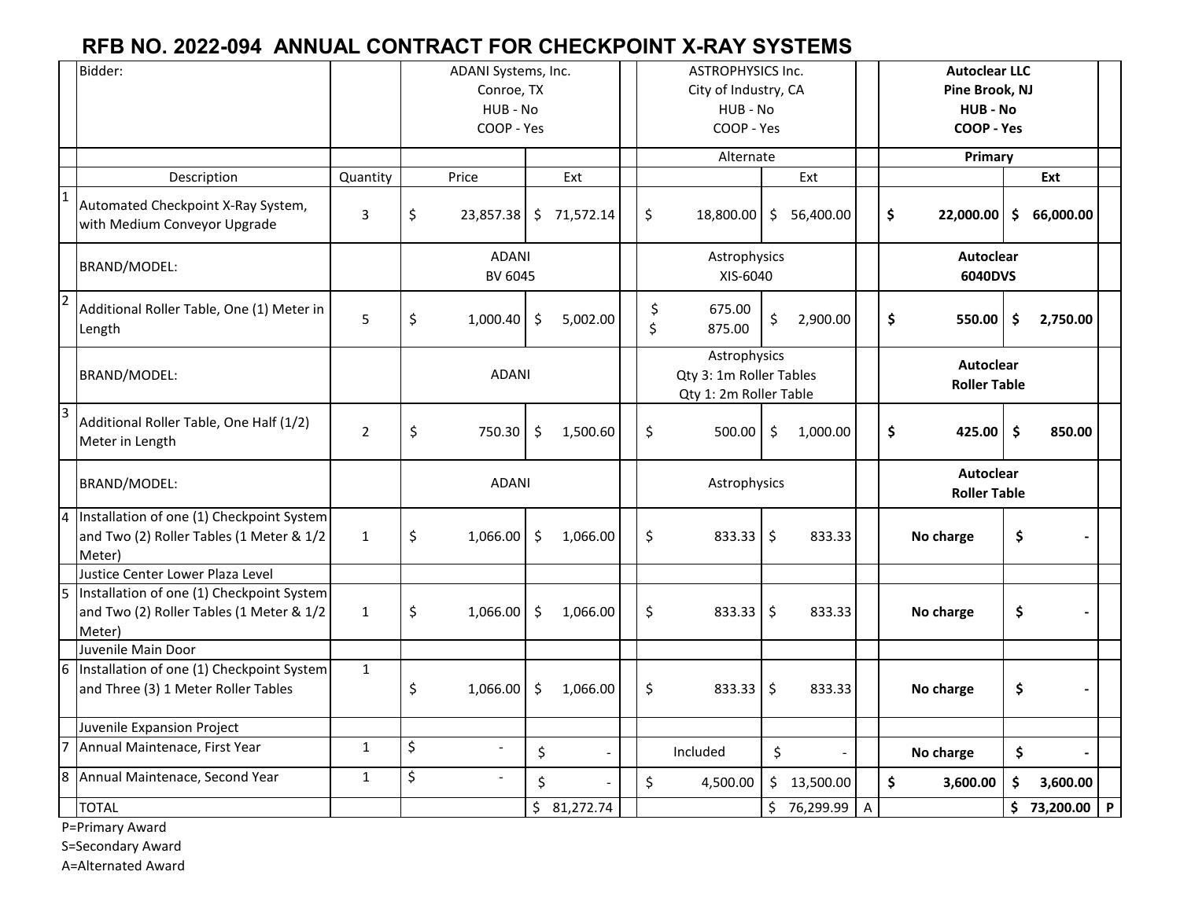# RFB NO. 2022-094 ANNUAL CONTRACT FOR CHECKPOINT X-RAY SYSTEMS

| | Bidder: | | ADANI Systems, Inc.<br>Conroe, TX<br>HUB - No<br>COOP - Yes | | | ASTROPHYSICS Inc.<br>City of Industry, CA<br>HUB - No<br>COOP - Yes | | | **Autoclear LLC**<br>**Pine Brook, NJ**<br>**HUB - No**<br>**COOP - Yes** | | |
|---|---|---|---|---|---|---|---|---|---|---|---|
| | | | | | | Alternate | | | **Primary** | | |
| | Description | Quantity | Price | Ext | | | Ext | | | **Ext** | |
| 1 | Automated Checkpoint X-Ray System, with Medium Conveyor Upgrade | 3 | $ 23,857.38 | $ 71,572.14 | | $ 18,800.00 | $ 56,400.00 | | **$ 22,000.00** | **$ 66,000.00** | |
| | BRAND/MODEL: | | ADANI<br>BV 6045 | | | Astrophysics<br>XIS-6040 | | | **Autoclear**<br>**6040DVS** | | |
| 2 | Additional Roller Table, One (1) Meter in Length | 5 | $ 1,000.40 | $ 5,002.00 | | $ 675.00<br>$ 875.00 | $ 2,900.00 | | **$ 550.00** | **$ 2,750.00** | |
| | BRAND/MODEL: | | ADANI | | | Astrophysics<br>Qty 3: 1m Roller Tables<br>Qty 1: 2m Roller Table | | | **Autoclear**<br>**Roller Table** | | |
| 3 | Additional Roller Table, One Half (1/2) Meter in Length | 2 | $ 750.30 | $ 1,500.60 | | $ 500.00 | $ 1,000.00 | | **$ 425.00** | **$ 850.00** | |
| | BRAND/MODEL: | | ADANI | | | Astrophysics | | | **Autoclear**<br>**Roller Table** | | |
| 4 | Installation of one (1) Checkpoint System and Two (2) Roller Tables (1 Meter & 1/2 Meter) | 1 | $ 1,066.00 | $ 1,066.00 | | $ 833.33 | $ 833.33 | | **No charge** | **$ -** | |
| | Justice Center Lower Plaza Level | | | | | | | | | | |
| 5 | Installation of one (1) Checkpoint System and Two (2) Roller Tables (1 Meter & 1/2 Meter) | 1 | $ 1,066.00 | $ 1,066.00 | | $ 833.33 | $ 833.33 | | **No charge** | **$ -** | |
| | Juvenile Main Door | | | | | | | | | | |
| 6 | Installation of one (1) Checkpoint System and Three (3) 1 Meter Roller Tables | 1 | $ 1,066.00 | $ 1,066.00 | | $ 833.33 | $ 833.33 | | **No charge** | **$ -** | |
| | Juvenile Expansion Project | | | | | | | | | | |
| 7 | Annual Maintenace, First Year | 1 | $ - | $ - | | Included | $ - | | **No charge** | **$ -** | |
| 8 | Annual Maintenace, Second Year | 1 | $ - | $ - | | $ 4,500.00 | $ 13,500.00 | | **$ 3,600.00** | **$ 3,600.00** | |
| | TOTAL | | | $ 81,272.74 | | | $ 76,299.99 | A | | **$ 73,200.00** | **P** |

P=Primary Award

S=Secondary Award

A=Alternated Award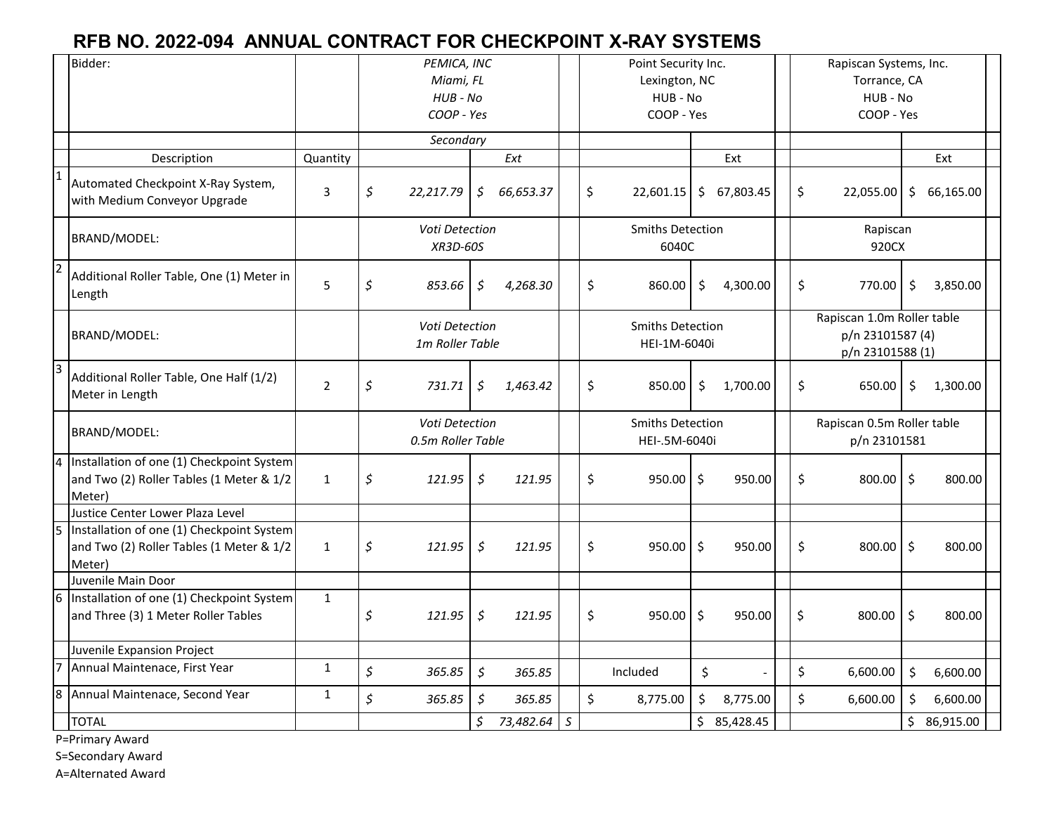# RFB NO. 2022-094 ANNUAL CONTRACT FOR CHECKPOINT X-RAY SYSTEMS

| | | | | | | | | | | | | |
|---|---|---|---|---|---|---|---|---|---|---|---|---|
| | Bidder: | | *PEMICA, INC*<br>*Miami, FL*<br>*HUB - No*<br>*COOP - Yes* | | | Point Security Inc.<br>Lexington, NC<br>HUB - No<br>COOP - Yes | | | Rapiscan Systems, Inc.<br>Torrance, CA<br>HUB - No<br>COOP - Yes | | | |
| | | | *Secondary* | | | | | | | | | |
| | Description | Quantity | | *Ext* | | | Ext | | | Ext | | |
| 1 | Automated Checkpoint X-Ray System, with Medium Conveyor Upgrade | 3 | *$ 22,217.79* | *$ 66,653.37* | | $ 22,601.15 | $ 67,803.45 | | $ 22,055.00 | $ 66,165.00 | | |
| | BRAND/MODEL: | | *Voti Detection*<br>*XR3D-60S* | | | Smiths Detection<br>6040C | | | Rapiscan<br>920CX | | | |
| 2 | Additional Roller Table, One (1) Meter in Length | 5 | *$ 853.66* | *$ 4,268.30* | | $ 860.00 | $ 4,300.00 | | $ 770.00 | $ 3,850.00 | | |
| | BRAND/MODEL: | | *Voti Detection*<br>*1m Roller Table* | | | Smiths Detection<br>HEI-1M-6040i | | | Rapiscan 1.0m Roller table<br>p/n 23101587 (4)<br>p/n 23101588 (1) | | | |
| 3 | Additional Roller Table, One Half (1/2) Meter in Length | 2 | *$ 731.71* | *$ 1,463.42* | | $ 850.00 | $ 1,700.00 | | $ 650.00 | $ 1,300.00 | | |
| | BRAND/MODEL: | | *Voti Detection*<br>*0.5m Roller Table* | | | Smiths Detection<br>HEI-.5M-6040i | | | Rapiscan 0.5m Roller table<br>p/n 23101581 | | | |
| 4 | Installation of one (1) Checkpoint System and Two (2) Roller Tables (1 Meter & 1/2 Meter) | 1 | *$ 121.95* | *$ 121.95* | | $ 950.00 | $ 950.00 | | $ 800.00 | $ 800.00 | | |
| | Justice Center Lower Plaza Level | | | | | | | | | | | |
| 5 | Installation of one (1) Checkpoint System and Two (2) Roller Tables (1 Meter & 1/2 Meter) | 1 | *$ 121.95* | *$ 121.95* | | $ 950.00 | $ 950.00 | | $ 800.00 | $ 800.00 | | |
| | Juvenile Main Door | | | | | | | | | | | |
| 6 | Installation of one (1) Checkpoint System and Three (3) 1 Meter Roller Tables | 1 | *$ 121.95* | *$ 121.95* | | $ 950.00 | $ 950.00 | | $ 800.00 | $ 800.00 | | |
| | Juvenile Expansion Project | | | | | | | | | | | |
| 7 | Annual Maintenace, First Year | 1 | *$ 365.85* | *$ 365.85* | | Included | $ - | | $ 6,600.00 | $ 6,600.00 | | |
| 8 | Annual Maintenace, Second Year | 1 | *$ 365.85* | *$ 365.85* | | $ 8,775.00 | $ 8,775.00 | | $ 6,600.00 | $ 6,600.00 | | |
| | TOTAL | | | *$ 73,482.64* | *S* | | $ 85,428.45 | | | $ 86,915.00 | | |

P=Primary Award

S=Secondary Award

A=Alternated Award